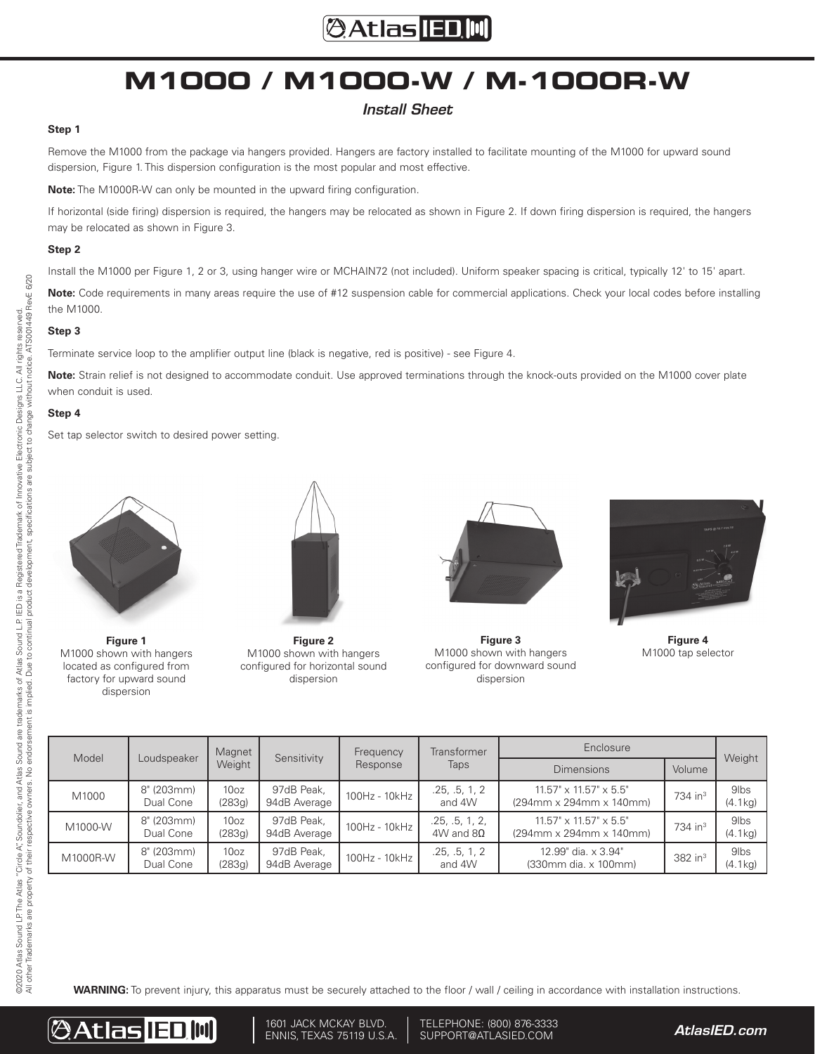# M1000 / M1000-W / M-1000R-W

*Install Sheet*

### Step 1

Remove the M1000 from the package via hangers provided. Hangers are factory installed to facilitate mounting of the M1000 for upward sound dispersion, Figure 1. This dispersion configuration is the most popular and most effective.

**Note:** The M1000R-W can only be mounted in the upward firing configuration.

If horizontal (side firing) dispersion is required, the hangers may be relocated as shown in Figure 2. If down firing dispersion is required, the hangers may be relocated as shown in Figure 3.

### Step 2

Install the M1000 per Figure 1, 2 or 3, using hanger wire or MCHAIN72 (not included). Uniform speaker spacing is critical, typically 12' to 15' apart.

**Note:** Code requirements in many areas require the use of #12 suspension cable for commercial applications. Check your local codes before installing the M1000.

### Step 3

Terminate service loop to the amplifier output line (black is negative, red is positive) - see Figure 4.

**Note:** Strain relief is not designed to accommodate conduit. Use approved terminations through the knock-outs provided on the M1000 cover plate when conduit is used.

### Step 4

Set tap selector switch to desired power setting.

**Figure 1**
M1000 shown with hangers located as configured from factory for upward sound dispersion

**Figure 2**
M1000 shown with hangers configured for horizontal sound dispersion

**Figure 3**
M1000 shown with hangers configured for downward sound dispersion

**Figure 4**
M1000 tap selector

| Model | Loudspeaker | Magnet Weight | Sensitivity | Frequency Response | Transformer Taps | Enclosure | | Weight |
|---|---|---|---|---|---|---|---|---|
| | | | | | | Dimensions | Volume | |
| M1000 | 8" (203mm) Dual Cone | 10oz (283g) | 97dB Peak, 94dB Average | 100Hz - 10kHz | .25, .5, 1, 2 and 4W | 11.57" x 11.57" x 5.5" (294mm x 294mm x 140mm) | 734 in$^3$ | 9lbs (4.1kg) |
| M1000-W | 8" (203mm) Dual Cone | 10oz (283g) | 97dB Peak, 94dB Average | 100Hz - 10kHz | .25, .5, 1, 2, 4W and 8Ω | 11.57" x 11.57" x 5.5" (294mm x 294mm x 140mm) | 734 in$^3$ | 9lbs (4.1kg) |
| M1000R-W | 8" (203mm) Dual Cone | 10oz (283g) | 97dB Peak, 94dB Average | 100Hz - 10kHz | .25, .5, 1, 2 and 4W | 12.99" dia. x 3.94" (330mm dia. x 100mm) | 382 in$^3$ | 9lbs (4.1kg) |

**WARNING:** To prevent injury, this apparatus must be securely attached to the floor / wall / ceiling in accordance with installation instructions.

©2020 Atlas Sound LP. The Atlas "Circle A" Soundolier, and Atlas Sound are trademarks of Atlas Sound L.P. IED is a Registered Trademark of Innovative Electronic Designs LLC. All rights reserved. All other Trademarks are property of their respective owners. No endorsement is implied. Due to continual product development, specifications are subject to change without notice. ATS001449 RevE 6/20

1601 JACK MCKAY BLVD.
ENNIS, TEXAS 75119 U.S.A.

TELEPHONE: (800) 876-3333
SUPPORT@ATLASIED.COM

AtlasIED.com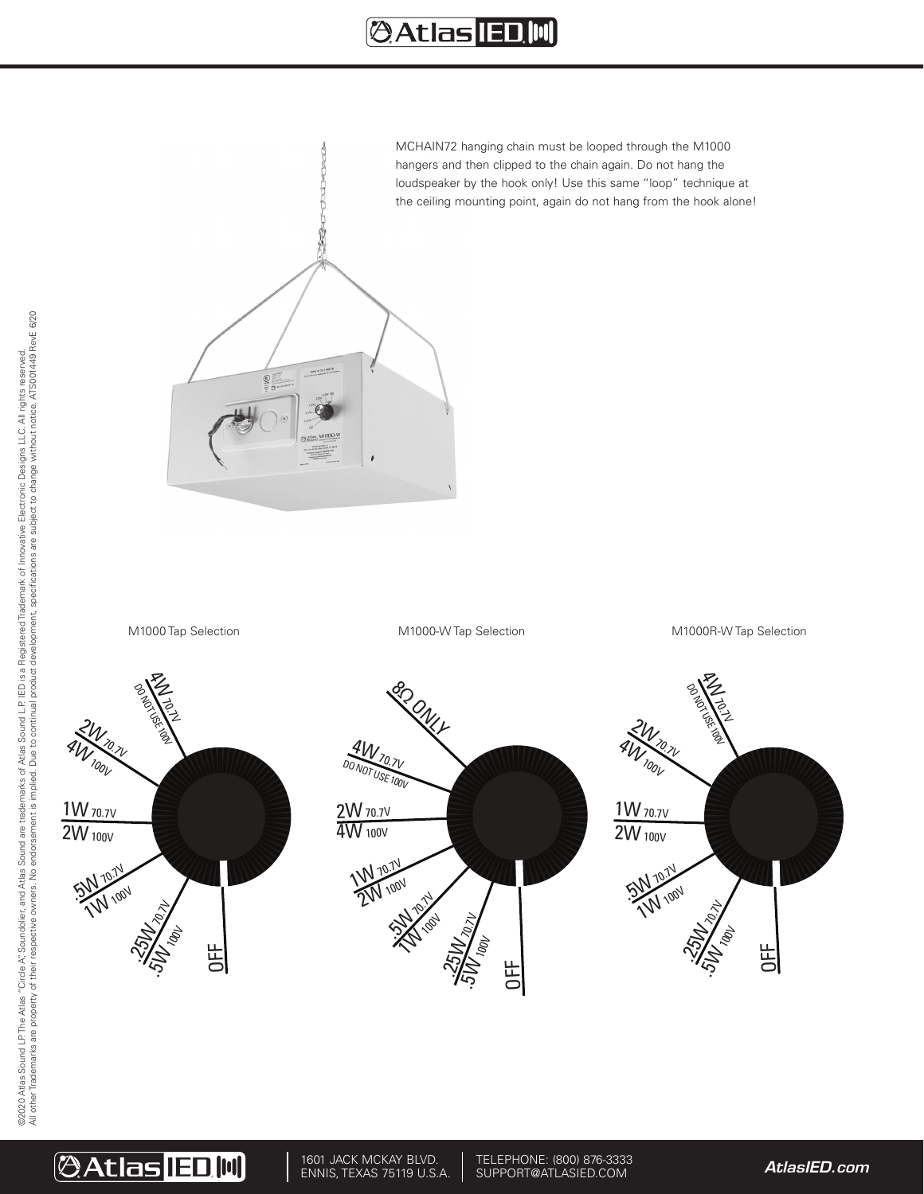MCHAIN72 hanging chain must be looped through the M1000 hangers and then clipped to the chain again. Do not hang the loudspeaker by the hook only! Use this same "loop" technique at the ceiling mounting point, again do not hang from the hook alone!

M1000 Tap Selection

4W 70.7V
DO NOT USE 100V
2W 70.7V
4W 100V
1W 70.7V
2W 100V
.5W 70.7V
1W 100V
.25W 70.7V
.5W 100V
OFF

M1000-W Tap Selection

8Ω ONLY
4W 70.7V
DO NOT USE 100V
2W 70.7V
4W 100V
1W 70.7V
2W 100V
.5W 70.7V
1W 100V
.25W 70.7V
.5W 100V
OFF

M1000R-W Tap Selection

4W 70.7V
DO NOT USE 100V
2W 70.7V
4W 100V
1W 70.7V
2W 100V
.5W 70.7V
1W 100V
.25W 70.7V
.5W 100V
OFF

©2020 Atlas Sound LP. The Atlas "Circle A", Soundolier, and Atlas Sound are trademarks of Atlas Sound L.P. IED is a Registered Trademark of Innovative Electronic Designs LLC. All rights reserved. All other Trademarks are property of their respective owners. No endorsement is implied. Due to continual product development, specifications are subject to change without notice. ATS001449 RevE 6/20

1601 JACK MCKAY BLVD.
ENNIS, TEXAS 75119 U.S.A.

TELEPHONE: (800) 876-3333
SUPPORT@ATLASIED.COM

AtlasIED.com